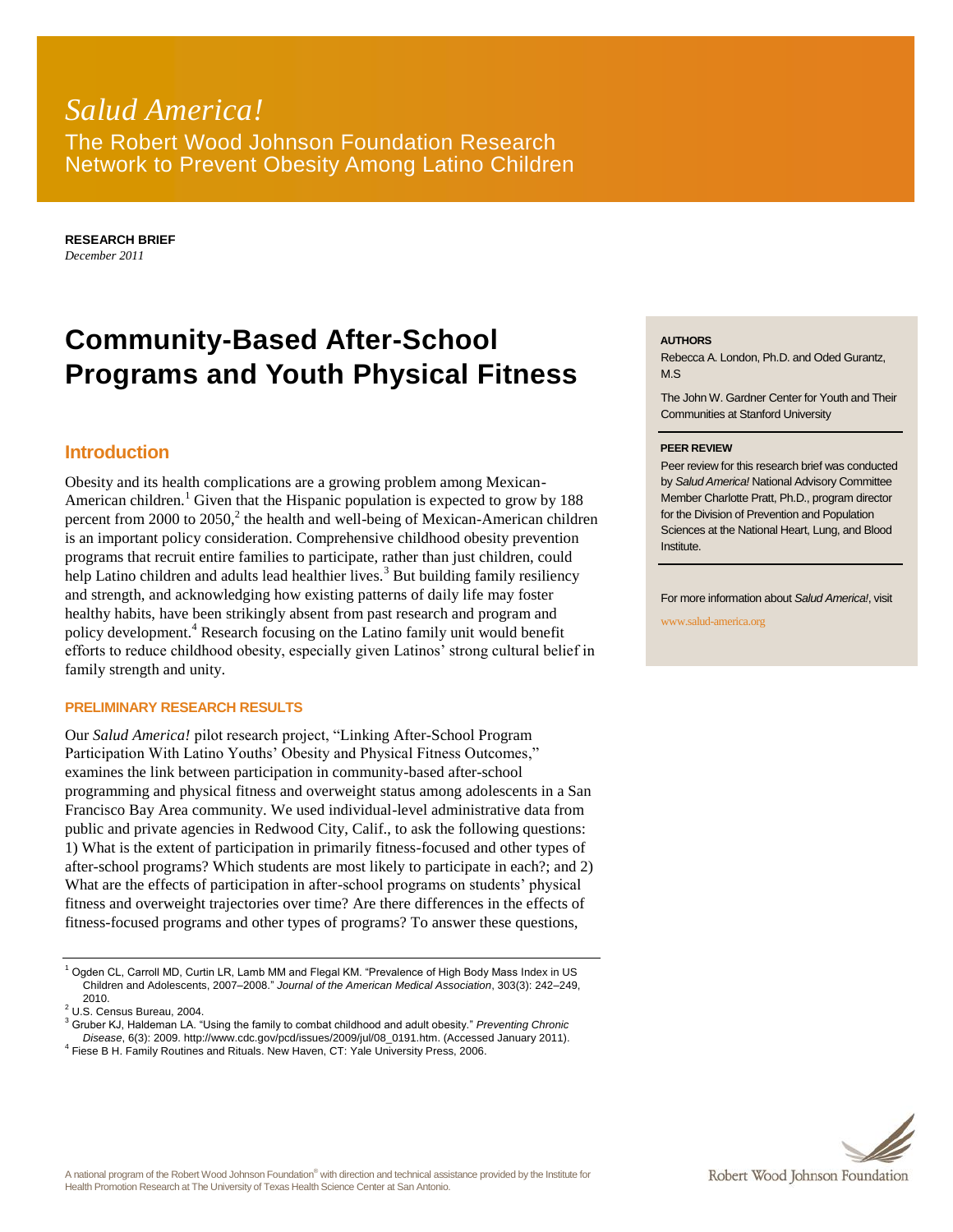*Salud America!*

The Robert Wood Johnson Foundation Research Network to Prevent Obesity Among Latino Children

**RESEARCH BRIEF**
*December 2011*

# Community-Based After-School Programs and Youth Physical Fitness

**AUTHORS**

Rebecca A. London, Ph.D. and Oded Gurantz, M.S

The John W. Gardner Center for Youth and Their Communities at Stanford University

**PEER REVIEW**

Peer review for this research brief was conducted by *Salud America!* National Advisory Committee Member Charlotte Pratt, Ph.D., program director for the Division of Prevention and Population Sciences at the National Heart, Lung, and Blood Institute.

For more information about *Salud America!*, visit www.salud-america.org

## Introduction

Obesity and its health complications are a growing problem among Mexican-American children.[1] Given that the Hispanic population is expected to grow by 188 percent from 2000 to 2050,[2] the health and well-being of Mexican-American children is an important policy consideration. Comprehensive childhood obesity prevention programs that recruit entire families to participate, rather than just children, could help Latino children and adults lead healthier lives.[3] But building family resiliency and strength, and acknowledging how existing patterns of daily life may foster healthy habits, have been strikingly absent from past research and program and policy development.[4] Research focusing on the Latino family unit would benefit efforts to reduce childhood obesity, especially given Latinos' strong cultural belief in family strength and unity.

### PRELIMINARY RESEARCH RESULTS

Our *Salud America!* pilot research project, "Linking After-School Program Participation With Latino Youths' Obesity and Physical Fitness Outcomes," examines the link between participation in community-based after-school programming and physical fitness and overweight status among adolescents in a San Francisco Bay Area community. We used individual-level administrative data from public and private agencies in Redwood City, Calif., to ask the following questions: 1) What is the extent of participation in primarily fitness-focused and other types of after-school programs? Which students are most likely to participate in each?; and 2) What are the effects of participation in after-school programs on students' physical fitness and overweight trajectories over time? Are there differences in the effects of fitness-focused programs and other types of programs? To answer these questions,

---

[1] Ogden CL, Carroll MD, Curtin LR, Lamb MM and Flegal KM. "Prevalence of High Body Mass Index in US Children and Adolescents, 2007–2008." *Journal of the American Medical Association*, 303(3): 242–249, 2010.

[2] U.S. Census Bureau, 2004.

[3] Gruber KJ, Haldeman LA. "Using the family to combat childhood and adult obesity." *Preventing Chronic Disease*, 6(3): 2009. http://www.cdc.gov/pcd/issues/2009/jul/08_0191.htm. (Accessed January 2011).

[4] Fiese B H. Family Routines and Rituals. New Haven, CT: Yale University Press, 2006.

A national program of the Robert Wood Johnson Foundation® with direction and technical assistance provided by the Institute for Health Promotion Research at The University of Texas Health Science Center at San Antonio.

Robert Wood Johnson Foundation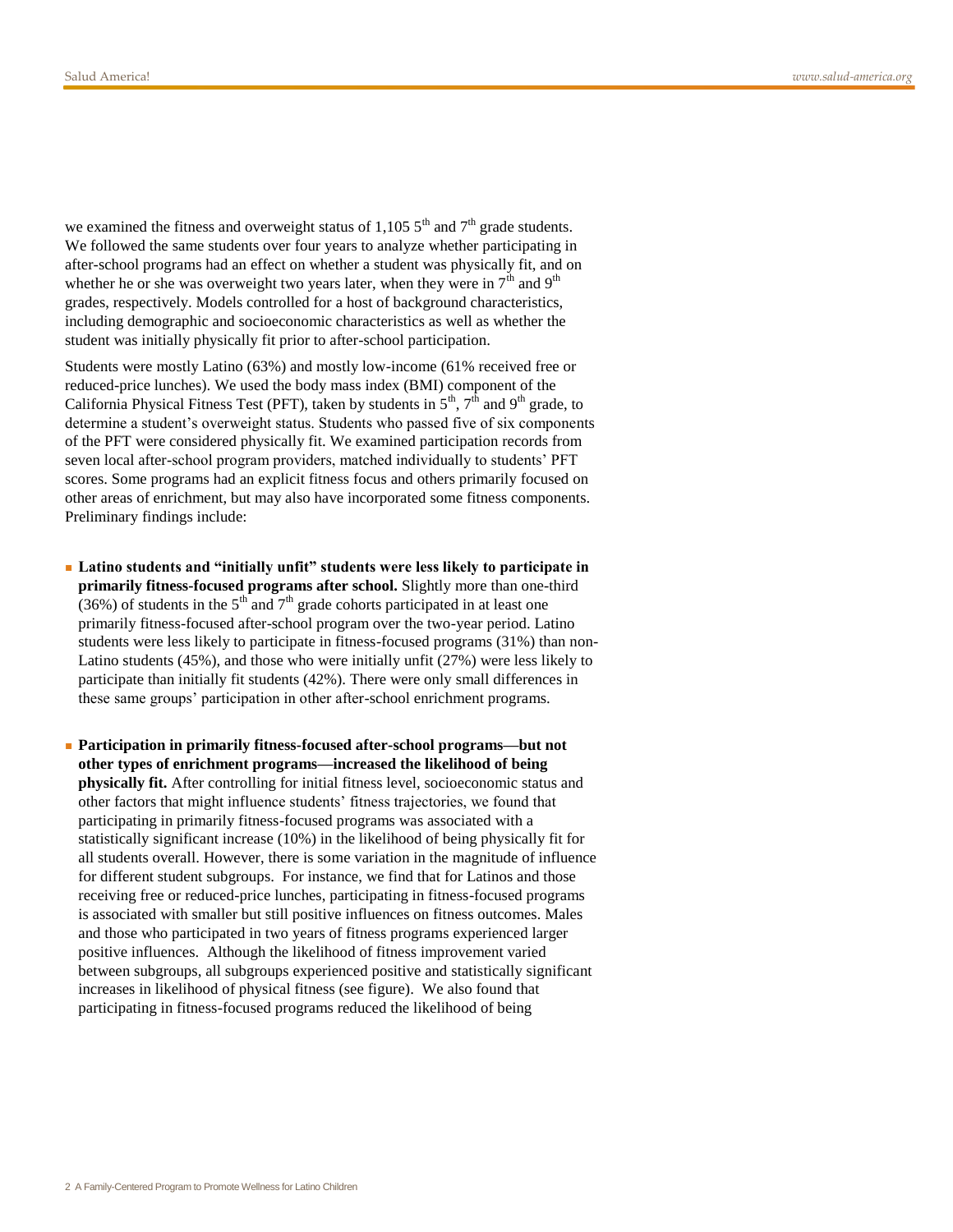we examined the fitness and overweight status of 1,105 5th and 7th grade students. We followed the same students over four years to analyze whether participating in after-school programs had an effect on whether a student was physically fit, and on whether he or she was overweight two years later, when they were in 7th and 9th grades, respectively. Models controlled for a host of background characteristics, including demographic and socioeconomic characteristics as well as whether the student was initially physically fit prior to after-school participation.

Students were mostly Latino (63%) and mostly low-income (61% received free or reduced-price lunches). We used the body mass index (BMI) component of the California Physical Fitness Test (PFT), taken by students in 5th, 7th and 9th grade, to determine a student's overweight status. Students who passed five of six components of the PFT were considered physically fit. We examined participation records from seven local after-school program providers, matched individually to students' PFT scores. Some programs had an explicit fitness focus and others primarily focused on other areas of enrichment, but may also have incorporated some fitness components. Preliminary findings include:

- **Latino students and "initially unfit" students were less likely to participate in primarily fitness-focused programs after school.** Slightly more than one-third (36%) of students in the 5th and 7th grade cohorts participated in at least one primarily fitness-focused after-school program over the two-year period. Latino students were less likely to participate in fitness-focused programs (31%) than non-Latino students (45%), and those who were initially unfit (27%) were less likely to participate than initially fit students (42%). There were only small differences in these same groups' participation in other after-school enrichment programs.

- **Participation in primarily fitness-focused after-school programs—but not other types of enrichment programs—increased the likelihood of being physically fit.** After controlling for initial fitness level, socioeconomic status and other factors that might influence students' fitness trajectories, we found that participating in primarily fitness-focused programs was associated with a statistically significant increase (10%) in the likelihood of being physically fit for all students overall. However, there is some variation in the magnitude of influence for different student subgroups. For instance, we find that for Latinos and those receiving free or reduced-price lunches, participating in fitness-focused programs is associated with smaller but still positive influences on fitness outcomes. Males and those who participated in two years of fitness programs experienced larger positive influences. Although the likelihood of fitness improvement varied between subgroups, all subgroups experienced positive and statistically significant increases in likelihood of physical fitness (see figure). We also found that participating in fitness-focused programs reduced the likelihood of being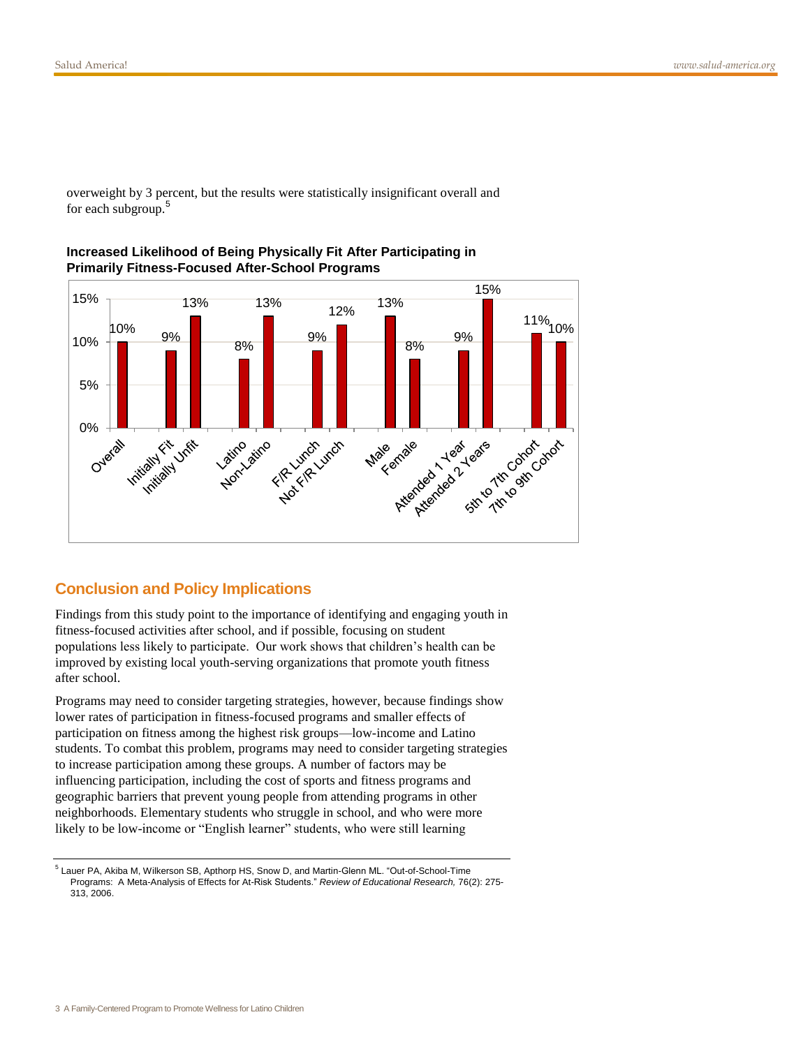overweight by 3 percent, but the results were statistically insignificant overall and for each subgroup.[5]

**Increased Likelihood of Being Physically Fit After Participating in Primarily Fitness-Focused After-School Programs**

15%
10%
5%
0%

10%
9%
13%
8%
13%
9%
12%
13%
8%
9%
15%
11%
10%

Overall
Initially Fit
Initially Unfit
Latino
Non-Latino
F/R Lunch
Not F/R Lunch
Male
Female
Attended 1 Year
Attended 2 Years
5th to 7th Cohort
7th to 9th Cohort

## Conclusion and Policy Implications

Findings from this study point to the importance of identifying and engaging youth in fitness-focused activities after school, and if possible, focusing on student populations less likely to participate. Our work shows that children's health can be improved by existing local youth-serving organizations that promote youth fitness after school.

Programs may need to consider targeting strategies, however, because findings show lower rates of participation in fitness-focused programs and smaller effects of participation on fitness among the highest risk groups—low-income and Latino students. To combat this problem, programs may need to consider targeting strategies to increase participation among these groups. A number of factors may be influencing participation, including the cost of sports and fitness programs and geographic barriers that prevent young people from attending programs in other neighborhoods. Elementary students who struggle in school, and who were more likely to be low-income or "English learner" students, who were still learning

[5] Lauer PA, Akiba M, Wilkerson SB, Apthorp HS, Snow D, and Martin-Glenn ML. "Out-of-School-Time Programs: A Meta-Analysis of Effects for At-Risk Students." *Review of Educational Research,* 76(2): 275-313, 2006.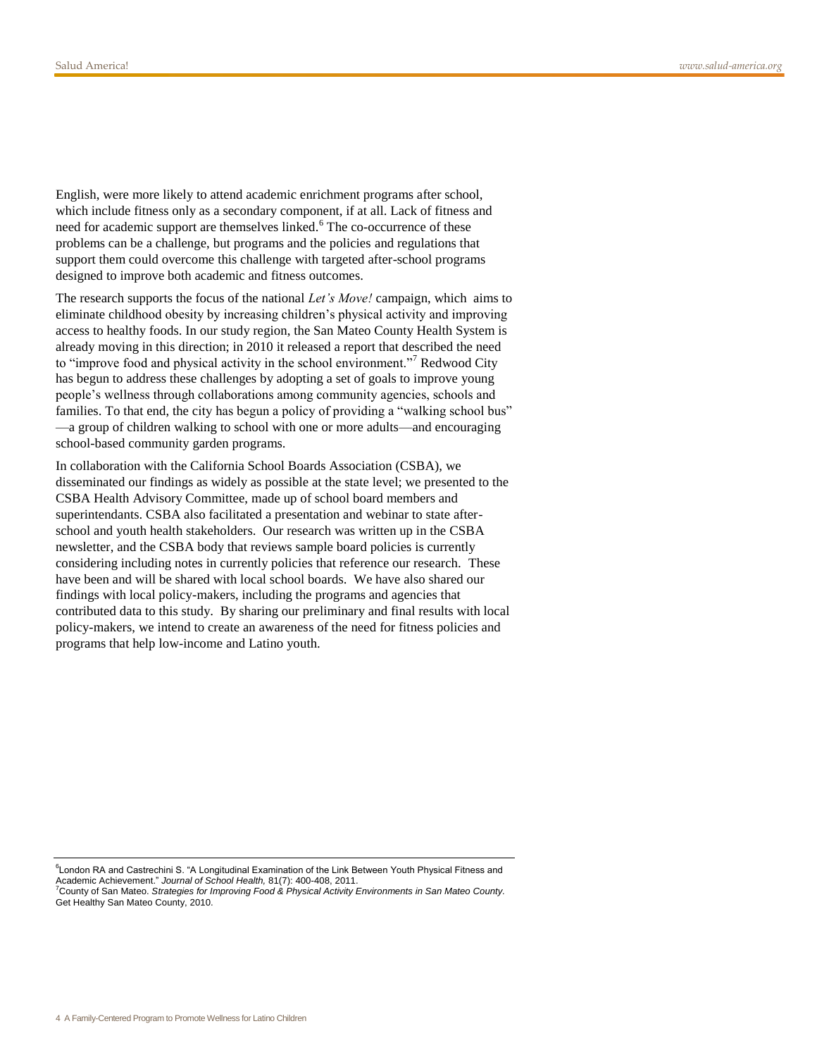English, were more likely to attend academic enrichment programs after school, which include fitness only as a secondary component, if at all. Lack of fitness and need for academic support are themselves linked.[6] The co-occurrence of these problems can be a challenge, but programs and the policies and regulations that support them could overcome this challenge with targeted after-school programs designed to improve both academic and fitness outcomes.

The research supports the focus of the national *Let's Move!* campaign, which aims to eliminate childhood obesity by increasing children's physical activity and improving access to healthy foods. In our study region, the San Mateo County Health System is already moving in this direction; in 2010 it released a report that described the need to "improve food and physical activity in the school environment."[7] Redwood City has begun to address these challenges by adopting a set of goals to improve young people's wellness through collaborations among community agencies, schools and families. To that end, the city has begun a policy of providing a "walking school bus"—a group of children walking to school with one or more adults—and encouraging school-based community garden programs.

In collaboration with the California School Boards Association (CSBA), we disseminated our findings as widely as possible at the state level; we presented to the CSBA Health Advisory Committee, made up of school board members and superintendants. CSBA also facilitated a presentation and webinar to state after-school and youth health stakeholders. Our research was written up in the CSBA newsletter, and the CSBA body that reviews sample board policies is currently considering including notes in currently policies that reference our research. These have been and will be shared with local school boards. We have also shared our findings with local policy-makers, including the programs and agencies that contributed data to this study. By sharing our preliminary and final results with local policy-makers, we intend to create an awareness of the need for fitness policies and programs that help low-income and Latino youth.

---

[6]London RA and Castrechini S. "A Longitudinal Examination of the Link Between Youth Physical Fitness and Academic Achievement." *Journal of School Health,* 81(7): 400-408, 2011.

[7]County of San Mateo. *Strategies for Improving Food & Physical Activity Environments in San Mateo County.* Get Healthy San Mateo County, 2010.